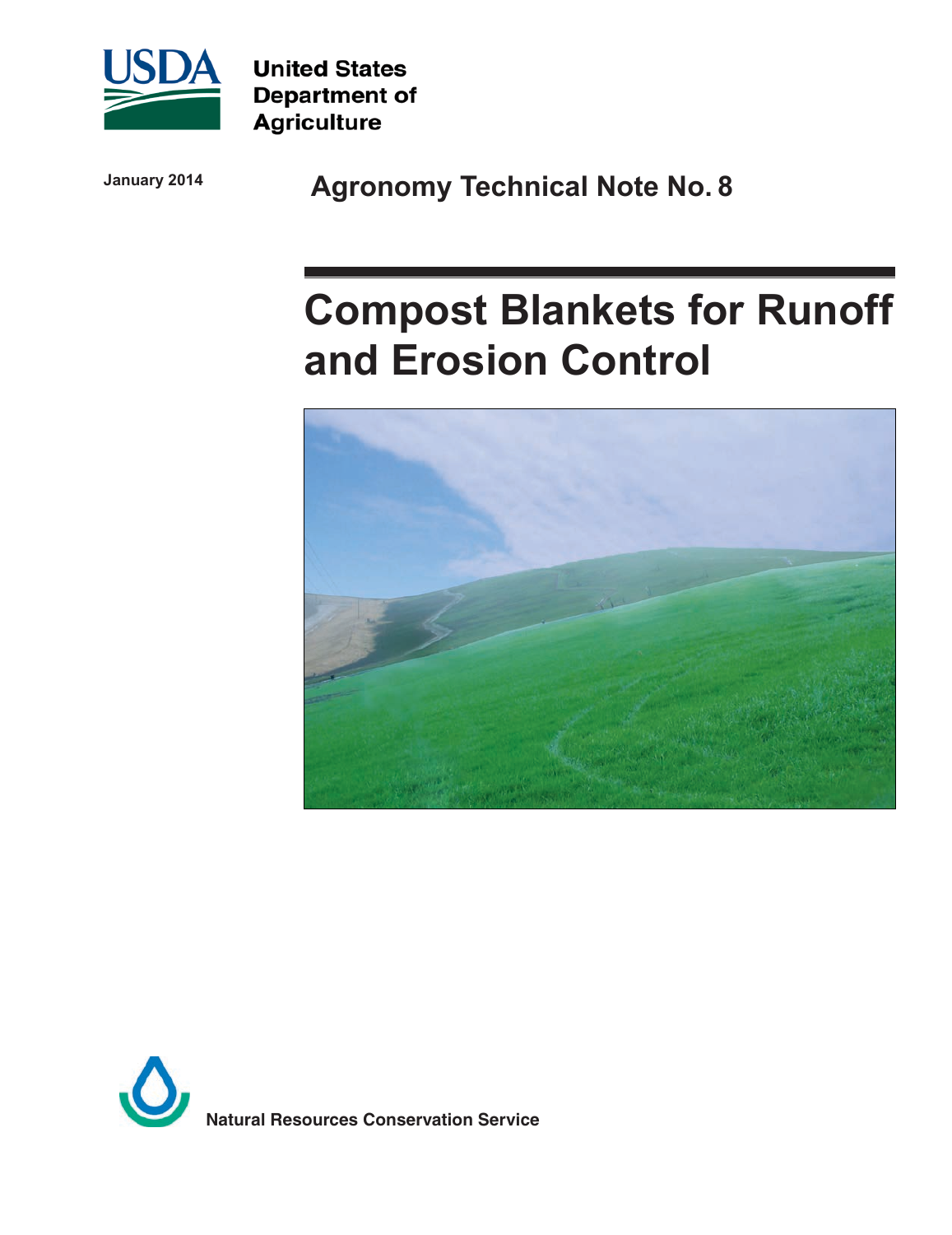United States Department of Agriculture

January 2014

## Agronomy Technical Note No. 8

# Compost Blankets for Runoff and Erosion Control

Natural Resources Conservation Service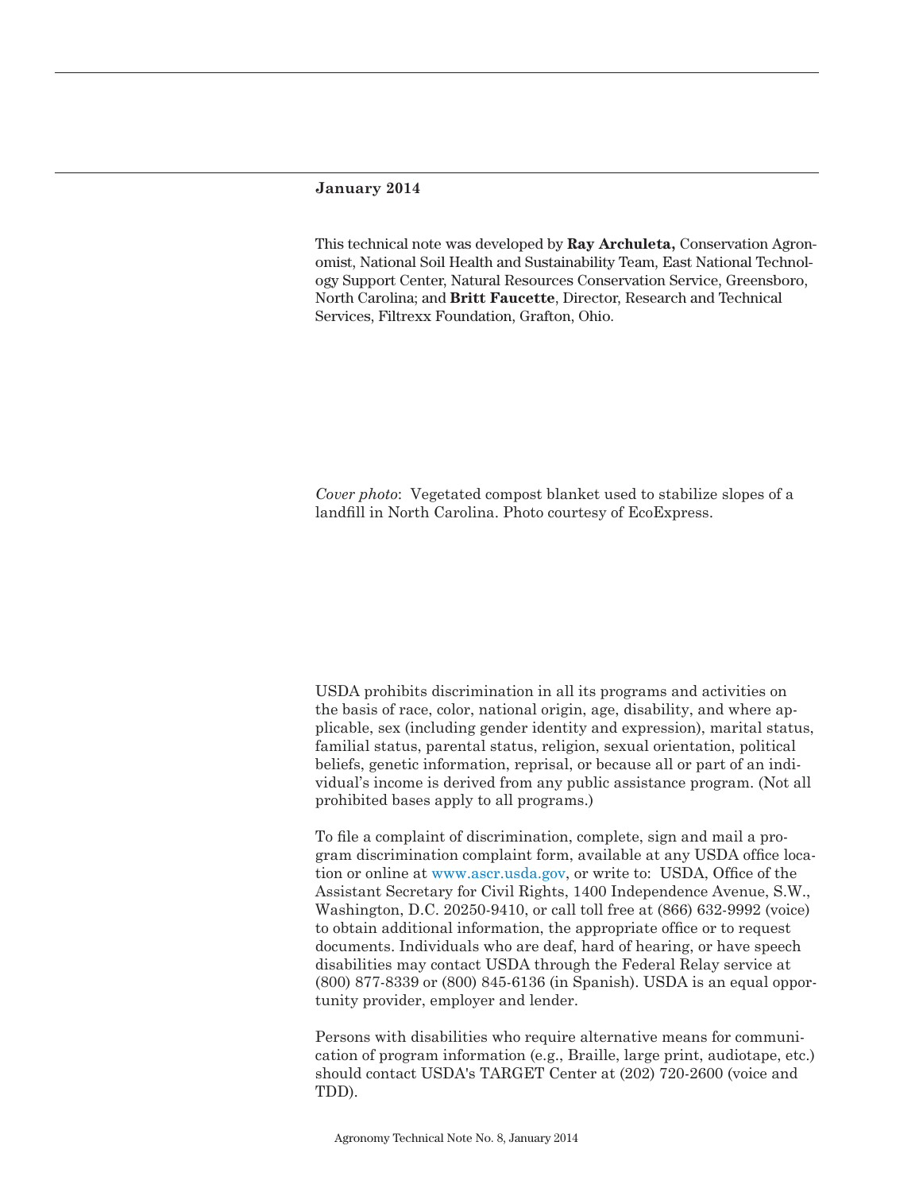**January 2014**

This technical note was developed by **Ray Archuleta,** Conservation Agronomist, National Soil Health and Sustainability Team, East National Technology Support Center, Natural Resources Conservation Service, Greensboro, North Carolina; and **Britt Faucette**, Director, Research and Technical Services, Filtrexx Foundation, Grafton, Ohio.

*Cover photo*: Vegetated compost blanket used to stabilize slopes of a landfill in North Carolina. Photo courtesy of EcoExpress.

USDA prohibits discrimination in all its programs and activities on the basis of race, color, national origin, age, disability, and where applicable, sex (including gender identity and expression), marital status, familial status, parental status, religion, sexual orientation, political beliefs, genetic information, reprisal, or because all or part of an individual's income is derived from any public assistance program. (Not all prohibited bases apply to all programs.)

To file a complaint of discrimination, complete, sign and mail a program discrimination complaint form, available at any USDA office location or online at www.ascr.usda.gov, or write to: USDA, Office of the Assistant Secretary for Civil Rights, 1400 Independence Avenue, S.W., Washington, D.C. 20250-9410, or call toll free at (866) 632-9992 (voice) to obtain additional information, the appropriate office or to request documents. Individuals who are deaf, hard of hearing, or have speech disabilities may contact USDA through the Federal Relay service at (800) 877-8339 or (800) 845-6136 (in Spanish). USDA is an equal opportunity provider, employer and lender.

Persons with disabilities who require alternative means for communication of program information (e.g., Braille, large print, audiotape, etc.) should contact USDA's TARGET Center at (202) 720-2600 (voice and TDD).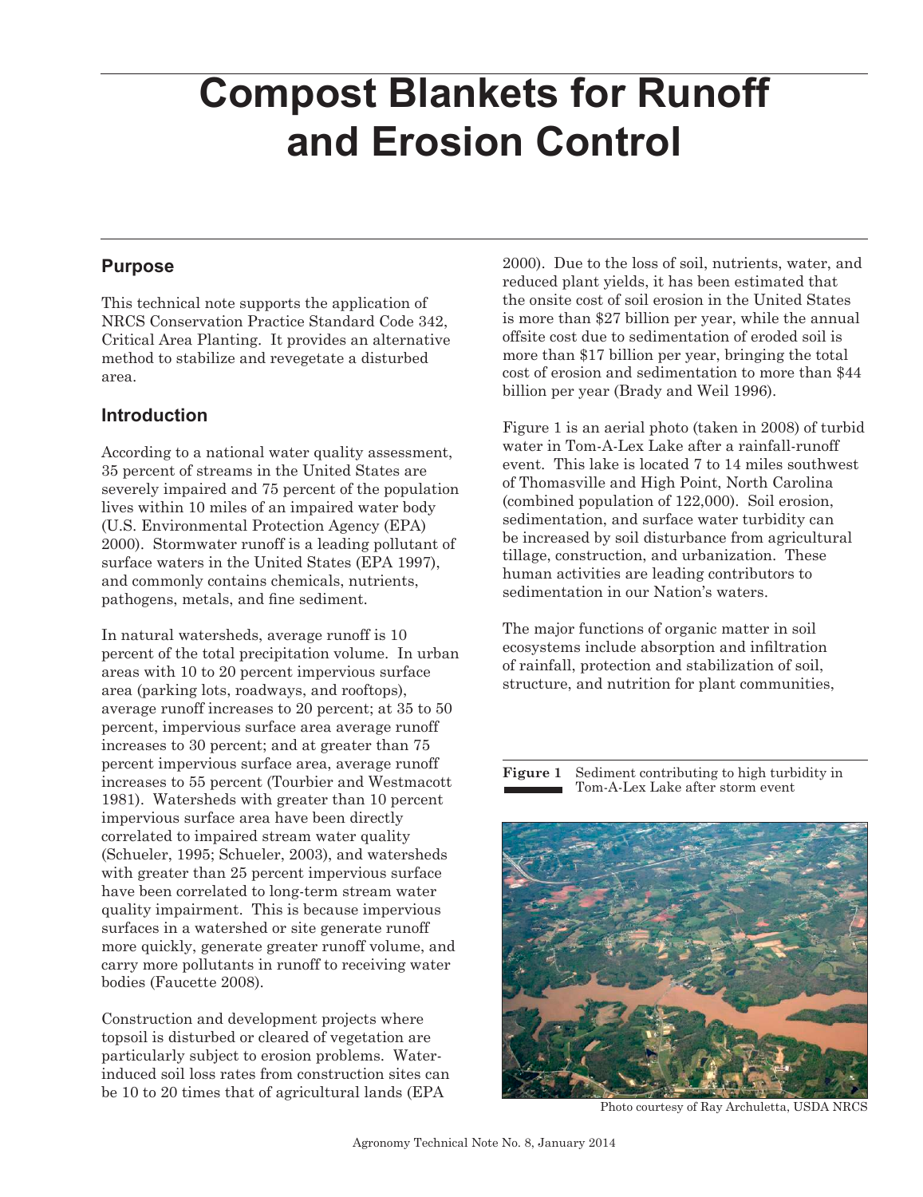# Compost Blankets for Runoff and Erosion Control

## Purpose

This technical note supports the application of NRCS Conservation Practice Standard Code 342, Critical Area Planting. It provides an alternative method to stabilize and revegetate a disturbed area.

## Introduction

According to a national water quality assessment, 35 percent of streams in the United States are severely impaired and 75 percent of the population lives within 10 miles of an impaired water body (U.S. Environmental Protection Agency (EPA) 2000). Stormwater runoff is a leading pollutant of surface waters in the United States (EPA 1997), and commonly contains chemicals, nutrients, pathogens, metals, and fine sediment.

In natural watersheds, average runoff is 10 percent of the total precipitation volume. In urban areas with 10 to 20 percent impervious surface area (parking lots, roadways, and rooftops), average runoff increases to 20 percent; at 35 to 50 percent, impervious surface area average runoff increases to 30 percent; and at greater than 75 percent impervious surface area, average runoff increases to 55 percent (Tourbier and Westmacott 1981). Watersheds with greater than 10 percent impervious surface area have been directly correlated to impaired stream water quality (Schueler, 1995; Schueler, 2003), and watersheds with greater than 25 percent impervious surface have been correlated to long-term stream water quality impairment. This is because impervious surfaces in a watershed or site generate runoff more quickly, generate greater runoff volume, and carry more pollutants in runoff to receiving water bodies (Faucette 2008).

Construction and development projects where topsoil is disturbed or cleared of vegetation are particularly subject to erosion problems. Water-induced soil loss rates from construction sites can be 10 to 20 times that of agricultural lands (EPA 2000). Due to the loss of soil, nutrients, water, and reduced plant yields, it has been estimated that the onsite cost of soil erosion in the United States is more than $27 billion per year, while the annual offsite cost due to sedimentation of eroded soil is more than $17 billion per year, bringing the total cost of erosion and sedimentation to more than $44 billion per year (Brady and Weil 1996).

Figure 1 is an aerial photo (taken in 2008) of turbid water in Tom-A-Lex Lake after a rainfall-runoff event. This lake is located 7 to 14 miles southwest of Thomasville and High Point, North Carolina (combined population of 122,000). Soil erosion, sedimentation, and surface water turbidity can be increased by soil disturbance from agricultural tillage, construction, and urbanization. These human activities are leading contributors to sedimentation in our Nation's waters.

The major functions of organic matter in soil ecosystems include absorption and infiltration of rainfall, protection and stabilization of soil, structure, and nutrition for plant communities,

**Figure 1** Sediment contributing to high turbidity in Tom-A-Lex Lake after storm event

Photo courtesy of Ray Archuleta, USDA NRCS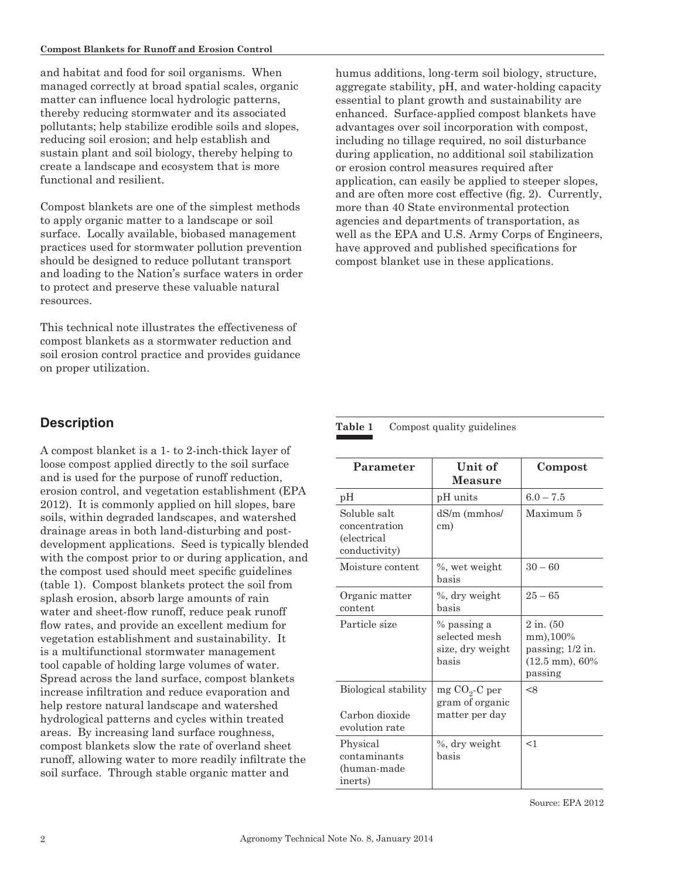and habitat and food for soil organisms. When managed correctly at broad spatial scales, organic matter can influence local hydrologic patterns, thereby reducing stormwater and its associated pollutants; help stabilize erodible soils and slopes, reducing soil erosion; and help establish and sustain plant and soil biology, thereby helping to create a landscape and ecosystem that is more functional and resilient.

Compost blankets are one of the simplest methods to apply organic matter to a landscape or soil surface. Locally available, biobased management practices used for stormwater pollution prevention should be designed to reduce pollutant transport and loading to the Nation's surface waters in order to protect and preserve these valuable natural resources.

This technical note illustrates the effectiveness of compost blankets as a stormwater reduction and soil erosion control practice and provides guidance on proper utilization.

## Description

A compost blanket is a 1- to 2-inch-thick layer of loose compost applied directly to the soil surface and is used for the purpose of runoff reduction, erosion control, and vegetation establishment (EPA 2012). It is commonly applied on hill slopes, bare soils, within degraded landscapes, and watershed drainage areas in both land-disturbing and post-development applications. Seed is typically blended with the compost prior to or during application, and the compost used should meet specific guidelines (table 1). Compost blankets protect the soil from splash erosion, absorb large amounts of rain water and sheet-flow runoff, reduce peak runoff flow rates, and provide an excellent medium for vegetation establishment and sustainability. It is a multifunctional stormwater management tool capable of holding large volumes of water. Spread across the land surface, compost blankets increase infiltration and reduce evaporation and help restore natural landscape and watershed hydrological patterns and cycles within treated areas. By increasing land surface roughness, compost blankets slow the rate of overland sheet runoff, allowing water to more readily infiltrate the soil surface. Through stable organic matter and humus additions, long-term soil biology, structure, aggregate stability, pH, and water-holding capacity essential to plant growth and sustainability are enhanced. Surface-applied compost blankets have advantages over soil incorporation with compost, including no tillage required, no soil disturbance during application, no additional soil stabilization or erosion control measures required after application, can easily be applied to steeper slopes, and are often more cost effective (fig. 2). Currently, more than 40 State environmental protection agencies and departments of transportation, as well as the EPA and U.S. Army Corps of Engineers, have approved and published specifications for compost blanket use in these applications.

**Table 1** Compost quality guidelines

| Parameter | Unit of Measure | Compost |
|---|---|---|
| pH | pH units | 6.0 – 7.5 |
| Soluble salt concentration (electrical conductivity) | dS/m (mmhos/cm) | Maximum 5 |
| Moisture content | %, wet weight basis | 30 – 60 |
| Organic matter content | %, dry weight basis | 25 – 65 |
| Particle size | % passing a selected mesh size, dry weight basis | 2 in. (50 mm),100% passing; 1/2 in. (12.5 mm), 60% passing |
| Biological stability<br><br>Carbon dioxide evolution rate | mg $CO_2$-C per gram of organic matter per day | <8 |
| Physical contaminants (human-made inerts) | %, dry weight basis | <1 |

Source: EPA 2012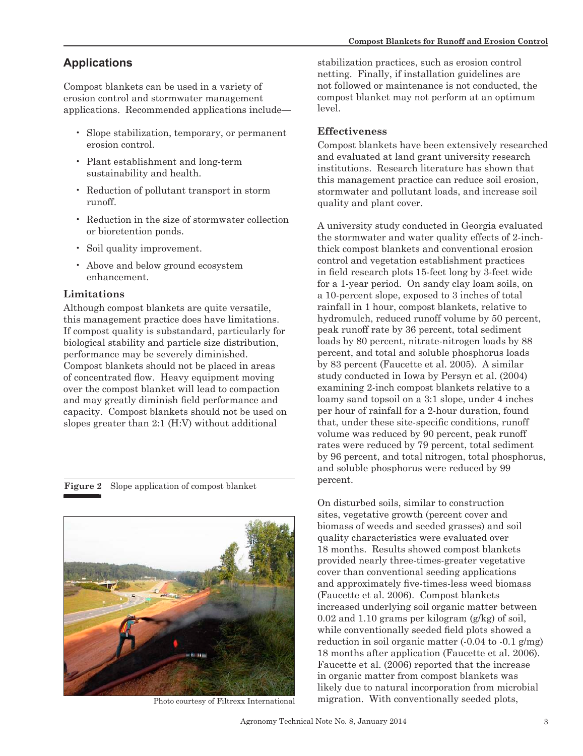## Applications

Compost blankets can be used in a variety of erosion control and stormwater management applications. Recommended applications include—

- Slope stabilization, temporary, or permanent erosion control.
- Plant establishment and long-term sustainability and health.
- Reduction of pollutant transport in storm runoff.
- Reduction in the size of stormwater collection or bioretention ponds.
- Soil quality improvement.
- Above and below ground ecosystem enhancement.

### Limitations

Although compost blankets are quite versatile, this management practice does have limitations. If compost quality is substandard, particularly for biological stability and particle size distribution, performance may be severely diminished. Compost blankets should not be placed in areas of concentrated flow. Heavy equipment moving over the compost blanket will lead to compaction and may greatly diminish field performance and capacity. Compost blankets should not be used on slopes greater than 2:1 (H:V) without additional stabilization practices, such as erosion control netting. Finally, if installation guidelines are not followed or maintenance is not conducted, the compost blanket may not perform at an optimum level.

**Figure 2** Slope application of compost blanket

Photo courtesy of Filtrexx International

### Effectiveness

Compost blankets have been extensively researched and evaluated at land grant university research institutions. Research literature has shown that this management practice can reduce soil erosion, stormwater and pollutant loads, and increase soil quality and plant cover.

A university study conducted in Georgia evaluated the stormwater and water quality effects of 2-inch-thick compost blankets and conventional erosion control and vegetation establishment practices in field research plots 15-feet long by 3-feet wide for a 1-year period. On sandy clay loam soils, on a 10-percent slope, exposed to 3 inches of total rainfall in 1 hour, compost blankets, relative to hydromulch, reduced runoff volume by 50 percent, peak runoff rate by 36 percent, total sediment loads by 80 percent, nitrate-nitrogen loads by 88 percent, and total and soluble phosphorus loads by 83 percent (Faucette et al. 2005). A similar study conducted in Iowa by Persyn et al. (2004) examining 2-inch compost blankets relative to a loamy sand topsoil on a 3:1 slope, under 4 inches per hour of rainfall for a 2-hour duration, found that, under these site-specific conditions, runoff volume was reduced by 90 percent, peak runoff rates were reduced by 79 percent, total sediment by 96 percent, and total nitrogen, total phosphorus, and soluble phosphorus were reduced by 99 percent.

On disturbed soils, similar to construction sites, vegetative growth (percent cover and biomass of weeds and seeded grasses) and soil quality characteristics were evaluated over 18 months. Results showed compost blankets provided nearly three-times-greater vegetative cover than conventional seeding applications and approximately five-times-less weed biomass (Faucette et al. 2006). Compost blankets increased underlying soil organic matter between 0.02 and 1.10 grams per kilogram (g/kg) of soil, while conventionally seeded field plots showed a reduction in soil organic matter (-0.04 to -0.1 g/mg) 18 months after application (Faucette et al. 2006). Faucette et al. (2006) reported that the increase in organic matter from compost blankets was likely due to natural incorporation from microbial migration. With conventionally seeded plots,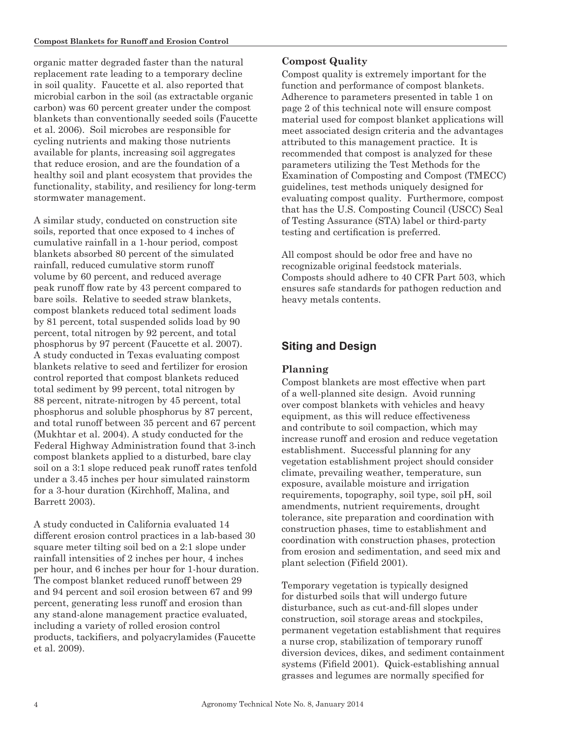organic matter degraded faster than the natural replacement rate leading to a temporary decline in soil quality. Faucette et al. also reported that microbial carbon in the soil (as extractable organic carbon) was 60 percent greater under the compost blankets than conventionally seeded soils (Faucette et al. 2006). Soil microbes are responsible for cycling nutrients and making those nutrients available for plants, increasing soil aggregates that reduce erosion, and are the foundation of a healthy soil and plant ecosystem that provides the functionality, stability, and resiliency for long-term stormwater management.

A similar study, conducted on construction site soils, reported that once exposed to 4 inches of cumulative rainfall in a 1-hour period, compost blankets absorbed 80 percent of the simulated rainfall, reduced cumulative storm runoff volume by 60 percent, and reduced average peak runoff flow rate by 43 percent compared to bare soils. Relative to seeded straw blankets, compost blankets reduced total sediment loads by 81 percent, total suspended solids load by 90 percent, total nitrogen by 92 percent, and total phosphorus by 97 percent (Faucette et al. 2007). A study conducted in Texas evaluating compost blankets relative to seed and fertilizer for erosion control reported that compost blankets reduced total sediment by 99 percent, total nitrogen by 88 percent, nitrate-nitrogen by 45 percent, total phosphorus and soluble phosphorus by 87 percent, and total runoff between 35 percent and 67 percent (Mukhtar et al. 2004). A study conducted for the Federal Highway Administration found that 3-inch compost blankets applied to a disturbed, bare clay soil on a 3:1 slope reduced peak runoff rates tenfold under a 3.45 inches per hour simulated rainstorm for a 3-hour duration (Kirchhoff, Malina, and Barrett 2003).

A study conducted in California evaluated 14 different erosion control practices in a lab-based 30 square meter tilting soil bed on a 2:1 slope under rainfall intensities of 2 inches per hour, 4 inches per hour, and 6 inches per hour for 1-hour duration. The compost blanket reduced runoff between 29 and 94 percent and soil erosion between 67 and 99 percent, generating less runoff and erosion than any stand-alone management practice evaluated, including a variety of rolled erosion control products, tackifiers, and polyacrylamides (Faucette et al. 2009).

### Compost Quality

Compost quality is extremely important for the function and performance of compost blankets. Adherence to parameters presented in table 1 on page 2 of this technical note will ensure compost material used for compost blanket applications will meet associated design criteria and the advantages attributed to this management practice. It is recommended that compost is analyzed for these parameters utilizing the Test Methods for the Examination of Composting and Compost (TMECC) guidelines, test methods uniquely designed for evaluating compost quality. Furthermore, compost that has the U.S. Composting Council (USCC) Seal of Testing Assurance (STA) label or third-party testing and certification is preferred.

All compost should be odor free and have no recognizable original feedstock materials. Composts should adhere to 40 CFR Part 503, which ensures safe standards for pathogen reduction and heavy metals contents.

## Siting and Design

### Planning

Compost blankets are most effective when part of a well-planned site design. Avoid running over compost blankets with vehicles and heavy equipment, as this will reduce effectiveness and contribute to soil compaction, which may increase runoff and erosion and reduce vegetation establishment. Successful planning for any vegetation establishment project should consider climate, prevailing weather, temperature, sun exposure, available moisture and irrigation requirements, topography, soil type, soil pH, soil amendments, nutrient requirements, drought tolerance, site preparation and coordination with construction phases, time to establishment and coordination with construction phases, protection from erosion and sedimentation, and seed mix and plant selection (Fifield 2001).

Temporary vegetation is typically designed for disturbed soils that will undergo future disturbance, such as cut-and-fill slopes under construction, soil storage areas and stockpiles, permanent vegetation establishment that requires a nurse crop, stabilization of temporary runoff diversion devices, dikes, and sediment containment systems (Fifield 2001). Quick-establishing annual grasses and legumes are normally specified for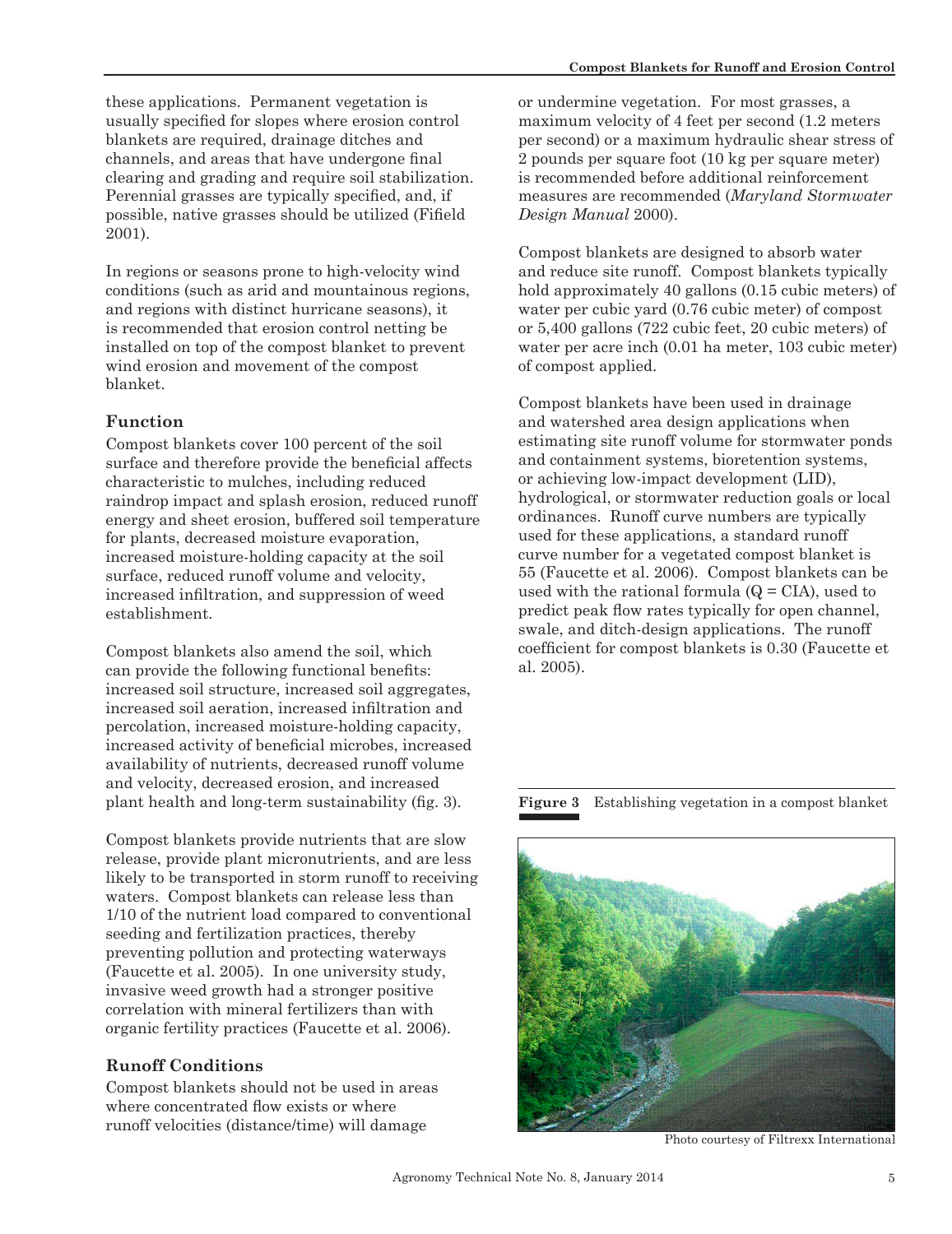these applications. Permanent vegetation is usually specified for slopes where erosion control blankets are required, drainage ditches and channels, and areas that have undergone final clearing and grading and require soil stabilization. Perennial grasses are typically specified, and, if possible, native grasses should be utilized (Fifield 2001).

In regions or seasons prone to high-velocity wind conditions (such as arid and mountainous regions, and regions with distinct hurricane seasons), it is recommended that erosion control netting be installed on top of the compost blanket to prevent wind erosion and movement of the compost blanket.

## Function

Compost blankets cover 100 percent of the soil surface and therefore provide the beneficial affects characteristic to mulches, including reduced raindrop impact and splash erosion, reduced runoff energy and sheet erosion, buffered soil temperature for plants, decreased moisture evaporation, increased moisture-holding capacity at the soil surface, reduced runoff volume and velocity, increased infiltration, and suppression of weed establishment.

Compost blankets also amend the soil, which can provide the following functional benefits: increased soil structure, increased soil aggregates, increased soil aeration, increased infiltration and percolation, increased moisture-holding capacity, increased activity of beneficial microbes, increased availability of nutrients, decreased runoff volume and velocity, decreased erosion, and increased plant health and long-term sustainability (fig. 3).

Compost blankets provide nutrients that are slow release, provide plant micronutrients, and are less likely to be transported in storm runoff to receiving waters. Compost blankets can release less than 1/10 of the nutrient load compared to conventional seeding and fertilization practices, thereby preventing pollution and protecting waterways (Faucette et al. 2005). In one university study, invasive weed growth had a stronger positive correlation with mineral fertilizers than with organic fertility practices (Faucette et al. 2006).

## Runoff Conditions

Compost blankets should not be used in areas where concentrated flow exists or where runoff velocities (distance/time) will damage or undermine vegetation. For most grasses, a maximum velocity of 4 feet per second (1.2 meters per second) or a maximum hydraulic shear stress of 2 pounds per square foot (10 kg per square meter) is recommended before additional reinforcement measures are recommended (*Maryland Stormwater Design Manual* 2000).

Compost blankets are designed to absorb water and reduce site runoff. Compost blankets typically hold approximately 40 gallons (0.15 cubic meters) of water per cubic yard (0.76 cubic meter) of compost or 5,400 gallons (722 cubic feet, 20 cubic meters) of water per acre inch (0.01 ha meter, 103 cubic meter) of compost applied.

Compost blankets have been used in drainage and watershed area design applications when estimating site runoff volume for stormwater ponds and containment systems, bioretention systems, or achieving low-impact development (LID), hydrological, or stormwater reduction goals or local ordinances. Runoff curve numbers are typically used for these applications, a standard runoff curve number for a vegetated compost blanket is 55 (Faucette et al. 2006). Compost blankets can be used with the rational formula ($Q = CIA$), used to predict peak flow rates typically for open channel, swale, and ditch-design applications. The runoff coefficient for compost blankets is 0.30 (Faucette et al. 2005).

**Figure 3** Establishing vegetation in a compost blanket

Photo courtesy of Filtrexx International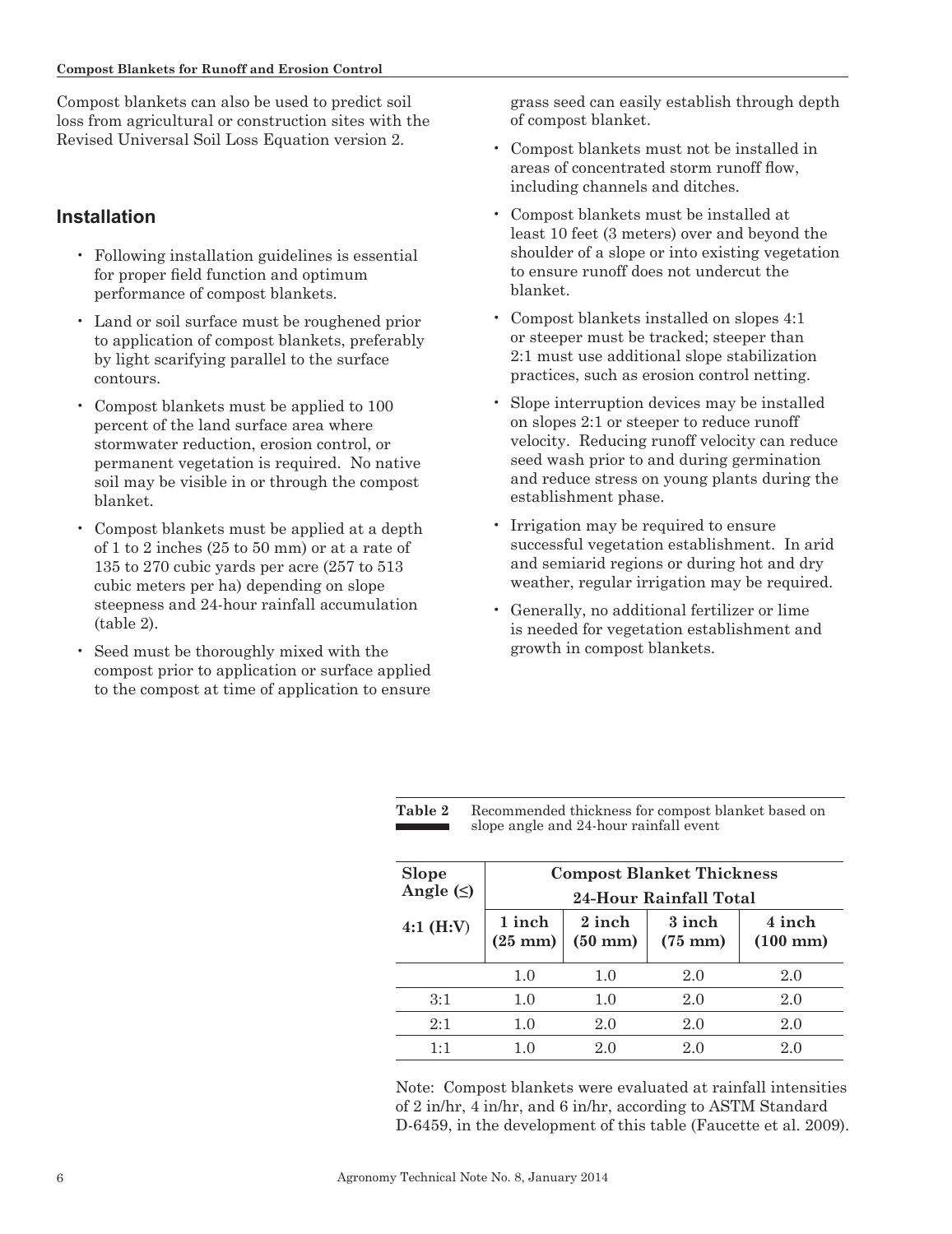Compost blankets can also be used to predict soil loss from agricultural or construction sites with the Revised Universal Soil Loss Equation version 2.

## Installation

- Following installation guidelines is essential for proper field function and optimum performance of compost blankets.
- Land or soil surface must be roughened prior to application of compost blankets, preferably by light scarifying parallel to the surface contours.
- Compost blankets must be applied to 100 percent of the land surface area where stormwater reduction, erosion control, or permanent vegetation is required. No native soil may be visible in or through the compost blanket.
- Compost blankets must be applied at a depth of 1 to 2 inches (25 to 50 mm) or at a rate of 135 to 270 cubic yards per acre (257 to 513 cubic meters per ha) depending on slope steepness and 24-hour rainfall accumulation (table 2).
- Seed must be thoroughly mixed with the compost prior to application or surface applied to the compost at time of application to ensure grass seed can easily establish through depth of compost blanket.
- Compost blankets must not be installed in areas of concentrated storm runoff flow, including channels and ditches.
- Compost blankets must be installed at least 10 feet (3 meters) over and beyond the shoulder of a slope or into existing vegetation to ensure runoff does not undercut the blanket.
- Compost blankets installed on slopes 4:1 or steeper must be tracked; steeper than 2:1 must use additional slope stabilization practices, such as erosion control netting.
- Slope interruption devices may be installed on slopes 2:1 or steeper to reduce runoff velocity. Reducing runoff velocity can reduce seed wash prior to and during germination and reduce stress on young plants during the establishment phase.
- Irrigation may be required to ensure successful vegetation establishment. In arid and semiarid regions or during hot and dry weather, regular irrigation may be required.
- Generally, no additional fertilizer or lime is needed for vegetation establishment and growth in compost blankets.

**Table 2** Recommended thickness for compost blanket based on slope angle and 24-hour rainfall event

| Slope Angle (≤) | Compost Blanket Thickness | | | |
|---|---|---|---|---|
| | 24-Hour Rainfall Total | | | |
| 4:1 (H:V) | 1 inch (25 mm) | 2 inch (50 mm) | 3 inch (75 mm) | 4 inch (100 mm) |
| | 1.0 | 1.0 | 2.0 | 2.0 |
| 3:1 | 1.0 | 1.0 | 2.0 | 2.0 |
| 2:1 | 1.0 | 2.0 | 2.0 | 2.0 |
| 1:1 | 1.0 | 2.0 | 2.0 | 2.0 |

Note: Compost blankets were evaluated at rainfall intensities of 2 in/hr, 4 in/hr, and 6 in/hr, according to ASTM Standard D-6459, in the development of this table (Faucette et al. 2009).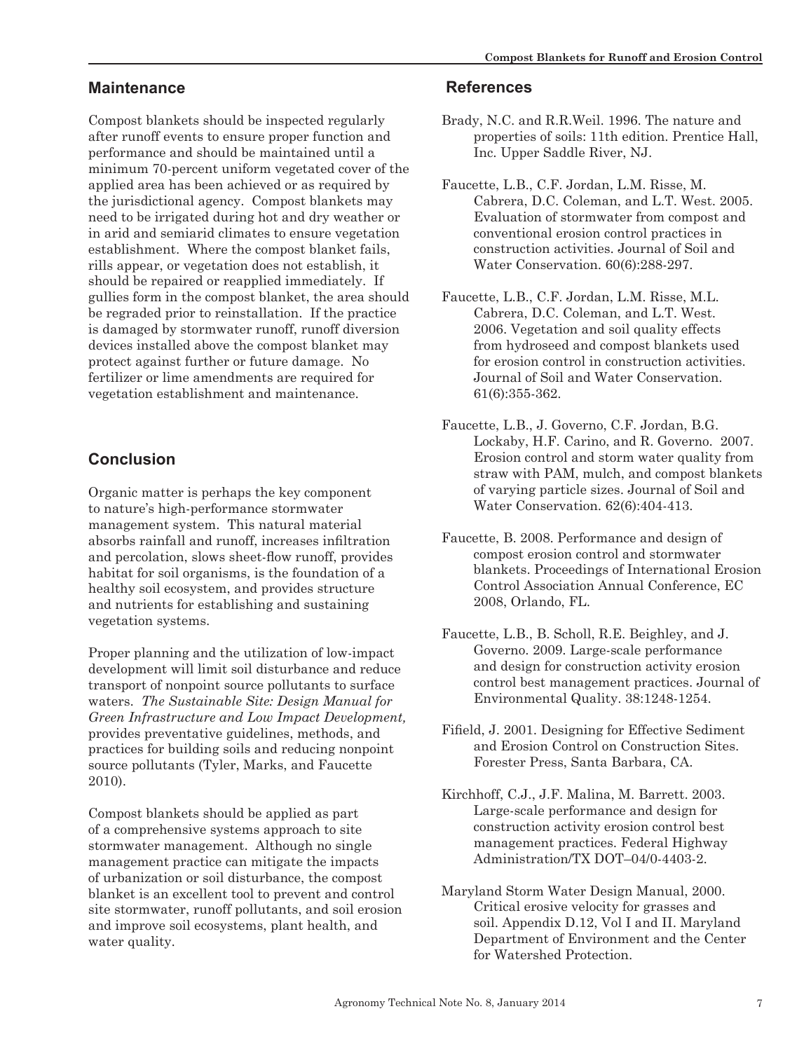## Maintenance

Compost blankets should be inspected regularly after runoff events to ensure proper function and performance and should be maintained until a minimum 70-percent uniform vegetated cover of the applied area has been achieved or as required by the jurisdictional agency. Compost blankets may need to be irrigated during hot and dry weather or in arid and semiarid climates to ensure vegetation establishment. Where the compost blanket fails, rills appear, or vegetation does not establish, it should be repaired or reapplied immediately. If gullies form in the compost blanket, the area should be regraded prior to reinstallation. If the practice is damaged by stormwater runoff, runoff diversion devices installed above the compost blanket may protect against further or future damage. No fertilizer or lime amendments are required for vegetation establishment and maintenance.

## Conclusion

Organic matter is perhaps the key component to nature's high-performance stormwater management system. This natural material absorbs rainfall and runoff, increases infiltration and percolation, slows sheet-flow runoff, provides habitat for soil organisms, is the foundation of a healthy soil ecosystem, and provides structure and nutrients for establishing and sustaining vegetation systems.

Proper planning and the utilization of low-impact development will limit soil disturbance and reduce transport of nonpoint source pollutants to surface waters. *The Sustainable Site: Design Manual for Green Infrastructure and Low Impact Development,* provides preventative guidelines, methods, and practices for building soils and reducing nonpoint source pollutants (Tyler, Marks, and Faucette 2010).

Compost blankets should be applied as part of a comprehensive systems approach to site stormwater management. Although no single management practice can mitigate the impacts of urbanization or soil disturbance, the compost blanket is an excellent tool to prevent and control site stormwater, runoff pollutants, and soil erosion and improve soil ecosystems, plant health, and water quality.

## References

Brady, N.C. and R.R.Weil. 1996. The nature and properties of soils: 11th edition. Prentice Hall, Inc. Upper Saddle River, NJ.

Faucette, L.B., C.F. Jordan, L.M. Risse, M. Cabrera, D.C. Coleman, and L.T. West. 2005. Evaluation of stormwater from compost and conventional erosion control practices in construction activities. Journal of Soil and Water Conservation. 60(6):288-297.

Faucette, L.B., C.F. Jordan, L.M. Risse, M.L. Cabrera, D.C. Coleman, and L.T. West. 2006. Vegetation and soil quality effects from hydroseed and compost blankets used for erosion control in construction activities. Journal of Soil and Water Conservation. 61(6):355-362.

Faucette, L.B., J. Governo, C.F. Jordan, B.G. Lockaby, H.F. Carino, and R. Governo. 2007. Erosion control and storm water quality from straw with PAM, mulch, and compost blankets of varying particle sizes. Journal of Soil and Water Conservation. 62(6):404-413.

Faucette, B. 2008. Performance and design of compost erosion control and stormwater blankets. Proceedings of International Erosion Control Association Annual Conference, EC 2008, Orlando, FL.

Faucette, L.B., B. Scholl, R.E. Beighley, and J. Governo. 2009. Large-scale performance and design for construction activity erosion control best management practices. Journal of Environmental Quality. 38:1248-1254.

Fifield, J. 2001. Designing for Effective Sediment and Erosion Control on Construction Sites. Forester Press, Santa Barbara, CA.

Kirchhoff, C.J., J.F. Malina, M. Barrett. 2003. Large-scale performance and design for construction activity erosion control best management practices. Federal Highway Administration/TX DOT–04/0-4403-2.

Maryland Storm Water Design Manual, 2000. Critical erosive velocity for grasses and soil. Appendix D.12, Vol I and II. Maryland Department of Environment and the Center for Watershed Protection.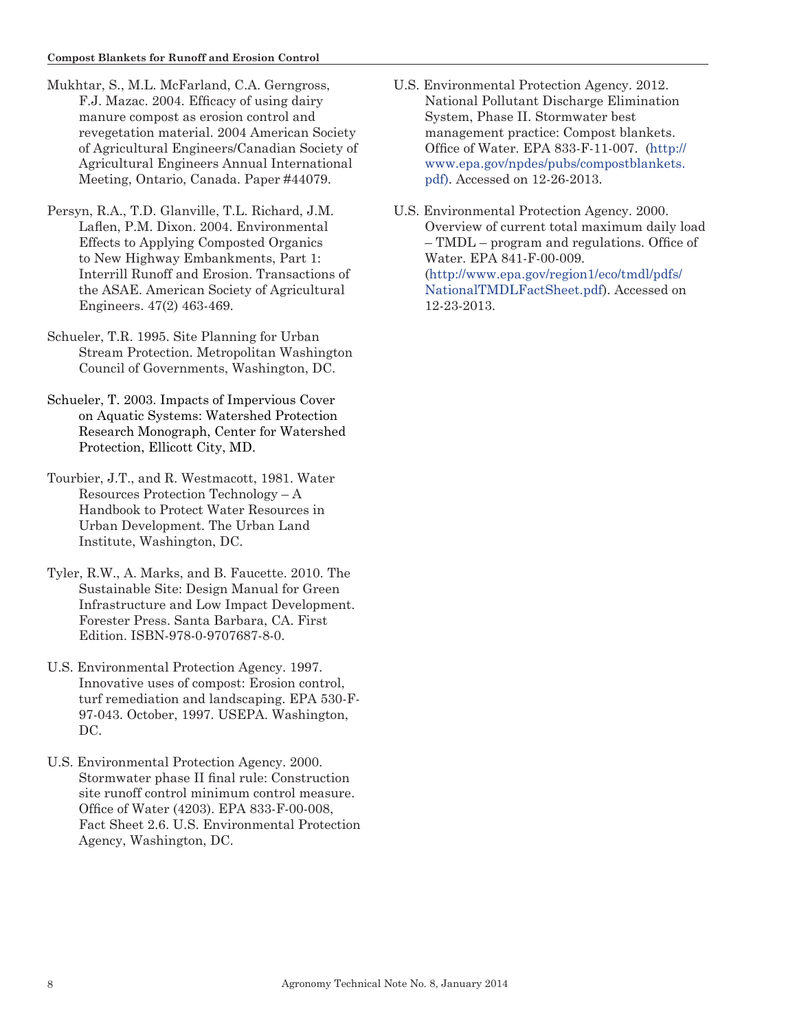Mukhtar, S., M.L. McFarland, C.A. Gerngross, F.J. Mazac. 2004. Efficacy of using dairy manure compost as erosion control and revegetation material. 2004 American Society of Agricultural Engineers/Canadian Society of Agricultural Engineers Annual International Meeting, Ontario, Canada. Paper #44079.

Persyn, R.A., T.D. Glanville, T.L. Richard, J.M. Laflen, P.M. Dixon. 2004. Environmental Effects to Applying Composted Organics to New Highway Embankments, Part 1: Interrill Runoff and Erosion. Transactions of the ASAE. American Society of Agricultural Engineers. 47(2) 463-469.

Schueler, T.R. 1995. Site Planning for Urban Stream Protection. Metropolitan Washington Council of Governments, Washington, DC.

Schueler, T. 2003. Impacts of Impervious Cover on Aquatic Systems: Watershed Protection Research Monograph, Center for Watershed Protection, Ellicott City, MD.

Tourbier, J.T., and R. Westmacott, 1981. Water Resources Protection Technology – A Handbook to Protect Water Resources in Urban Development. The Urban Land Institute, Washington, DC.

Tyler, R.W., A. Marks, and B. Faucette. 2010. The Sustainable Site: Design Manual for Green Infrastructure and Low Impact Development. Forester Press. Santa Barbara, CA. First Edition. ISBN-978-0-9707687-8-0.

U.S. Environmental Protection Agency. 1997. Innovative uses of compost: Erosion control, turf remediation and landscaping. EPA 530-F-97-043. October, 1997. USEPA. Washington, DC.

U.S. Environmental Protection Agency. 2000. Stormwater phase II final rule: Construction site runoff control minimum control measure. Office of Water (4203). EPA 833-F-00-008, Fact Sheet 2.6. U.S. Environmental Protection Agency, Washington, DC.

U.S. Environmental Protection Agency. 2012. National Pollutant Discharge Elimination System, Phase II. Stormwater best management practice: Compost blankets. Office of Water. EPA 833-F-11-007. (http://www.epa.gov/npdes/pubs/compostblankets.pdf). Accessed on 12-26-2013.

U.S. Environmental Protection Agency. 2000. Overview of current total maximum daily load – TMDL – program and regulations. Office of Water. EPA 841-F-00-009. (http://www.epa.gov/region1/eco/tmdl/pdfs/NationalTMDLFactSheet.pdf). Accessed on 12-23-2013.